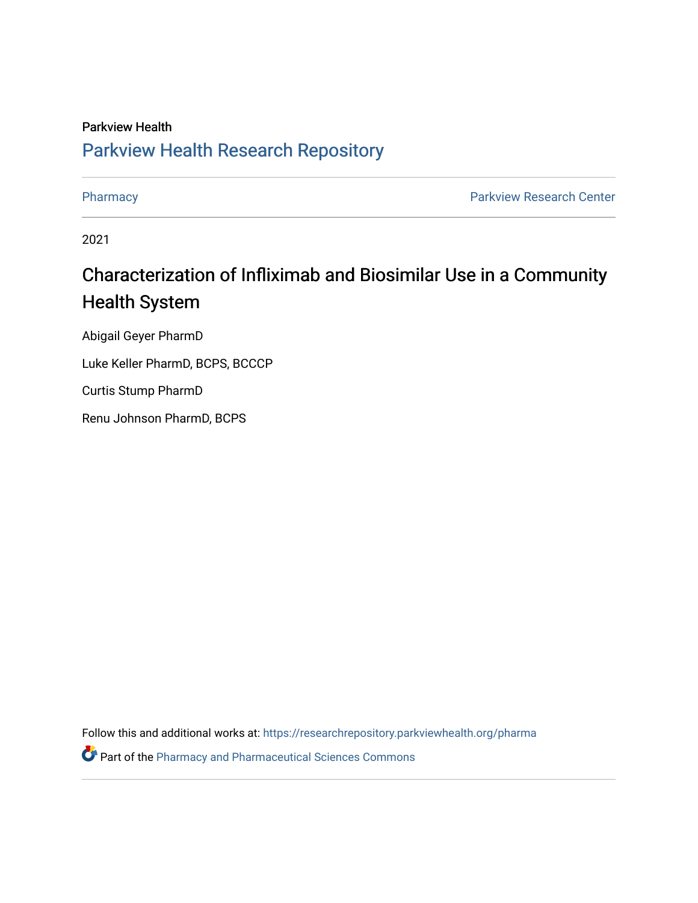Parkview Health

# Parkview Health Research Repository

Pharmacy | Parkview Research Center

2021

## Characterization of Infliximab and Biosimilar Use in a Community Health System

Abigail Geyer PharmD

Luke Keller PharmD, BCPS, BCCCP

Curtis Stump PharmD

Renu Johnson PharmD, BCPS

Follow this and additional works at: https://researchrepository.parkviewhealth.org/pharma

Part of the Pharmacy and Pharmaceutical Sciences Commons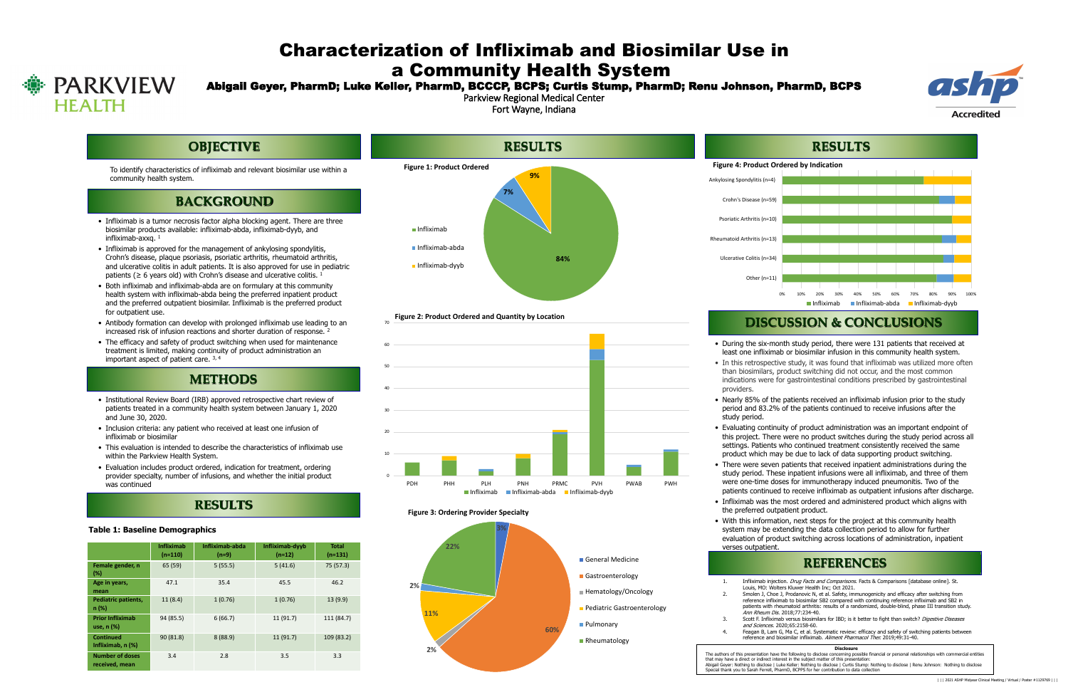# Characterization of Infliximab and Biosimilar Use in a Community Health System

**Abigail Geyer, PharmD; Luke Keller, PharmD, BCCCP, BCPS; Curtis Stump, PharmD; Renu Johnson, PharmD, BCPS**

Parkview Regional Medical Center
Fort Wayne, Indiana

## OBJECTIVE

To identify characteristics of infliximab and relevant biosimilar use within a community health system.

## BACKGROUND

- Infliximab is a tumor necrosis factor alpha blocking agent. There are three biosimilar products available: infliximab-abda, infliximab-dyyb, and infliximab-axxq. [1]
- Infliximab is approved for the management of ankylosing spondylitis, Crohn's disease, plaque psoriasis, psoriatic arthritis, rheumatoid arthritis, and ulcerative colitis in adult patients. It is also approved for use in pediatric patients (≥ 6 years old) with Crohn's disease and ulcerative colitis. [1]
- Both infliximab and infliximab-abda are on formulary at this community health system with infliximab-abda being the preferred inpatient product and the preferred outpatient biosimilar. Infliximab is the preferred product for outpatient use.
- Antibody formation can develop with prolonged infliximab use leading to an increased risk of infusion reactions and shorter duration of response. [2]
- The efficacy and safety of product switching when used for maintenance treatment is limited, making continuity of product administration an important aspect of patient care. [3, 4]

## METHODS

- Institutional Review Board (IRB) approved retrospective chart review of patients treated in a community health system between January 1, 2020 and June 30, 2020.
- Inclusion criteria: any patient who received at least one infusion of infliximab or biosimilar
- This evaluation is intended to describe the characteristics of infliximab use within the Parkview Health System.
- Evaluation includes product ordered, indication for treatment, ordering provider specialty, number of infusions, and whether the initial product was continued

## RESULTS

**Table 1: Baseline Demographics**

| | Infliximab (n=110) | Infliximab-abda (n=9) | Infliximab-dyyb (n=12) | Total (n=131) |
|---|---|---|---|---|
| Female gender, n (%) | 65 (59) | 5 (55.5) | 5 (41.6) | 75 (57.3) |
| Age in years, mean | 47.1 | 35.4 | 45.5 | 46.2 |
| Pediatric patients, n (%) | 11 (8.4) | 1 (0.76) | 1 (0.76) | 13 (9.9) |
| Prior Infliximab use, n (%) | 94 (85.5) | 6 (66.7) | 11 (91.7) | 111 (84.7) |
| Continued Infliximab, n (%) | 90 (81.8) | 8 (88.9) | 11 (91.7) | 109 (83.2) |
| Number of doses received, mean | 3.4 | 2.8 | 3.5 | 3.3 |

## RESULTS

**Figure 1: Product Ordered**

Infliximab 84%
Infliximab-abda 7%
Infliximab-dyyb 9%

**Figure 2: Product Ordered and Quantity by Location**

0 10 20 30 40 50 60 70
PDH PHH PLH PNH PRMC PVH PWAB PWH
Infliximab, Infliximab-abda, Infliximab-dyyb

**Figure 3: Ordering Provider Specialty**

General Medicine 3%
Gastroenterology 60%
Hematology/Oncology 2%
Pediatric Gastroenterology 11%
Pulmonary 2%
Rheumatology 22%

## RESULTS

**Figure 4: Product Ordered by Indication**

Ankylosing Spondylitis (n=4)
Crohn's Disease (n=59)
Psoriatic Arthritis (n=10)
Rheumatoid Arthritis (n=13)
Ulcerative Colitis (n=34)
Other (n=11)

0% 10% 20% 30% 40% 50% 60% 70% 80% 90% 100%
Infliximab, Infliximab-abda, Infliximab-dyyb

## DISCUSSION & CONCLUSIONS

- During the six-month study period, there were 131 patients that received at least one infliximab or biosimilar infusion in this community health system.
- In this retrospective study, it was found that infliximab was utilized more often than biosimilars, product switching did not occur, and the most common indications were for gastrointestinal conditions prescribed by gastrointestinal providers.
- Nearly 85% of the patients received an infliximab infusion prior to the study period and 83.2% of the patients continued to receive infusions after the study period.
- Evaluating continuity of product administration was an important endpoint of this project. There were no product switches during the study period across all settings. Patients who continued treatment consistently received the same product which may be due to lack of data supporting product switching.
- There were seven patients that received inpatient administrations during the study period. These inpatient infusions were all infliximab, and three of them were one-time doses for immunotherapy induced pneumonitis. Two of the patients continued to receive infliximab as outpatient infusions after discharge.
- Infliximab was the most ordered and administered product which aligns with the preferred outpatient product.
- With this information, next steps for the project at this community health system may be extending the data collection period to allow for further evaluation of product switching across locations of administration, inpatient verses outpatient.

## REFERENCES

1. Infliximab injection. *Drug Facts and Comparisons.* Facts & Comparisons [database online]. St. Louis, MO: Wolters Kluwer Health Inc; Oct 2021.
2. Smolen J, Choe J, Prodanovic N, et al. Safety, immunogenicity and efficacy after switching from reference infliximab to biosimilar SB2 compared with continuing reference infliximab and SB2 in patients with rheumatoid arthritis: results of a randomized, double-blind, phase III transition study. *Ann Rheum Dis.* 2018;77:234-40.
3. Scott F. Infliximab versus biosimilar for IBD; is it better to fight than switch? *Digestive Diseases and Sciences.* 2020;65:2158-60.
4. Feagan B, Lam G, Ma C, et al. Systematic review: efficacy and safety of switching patients between reference and biosimilar infliximab. *Aliment Pharmacol Ther.* 2019;49:31-40.

**Disclosure**

The authors of this presentation have the following to disclose concerning possible financial or personal relationships with commercial entities that may have a direct or indirect interest in the subject matter of this presentation:
Abigail Geyer: Nothing to disclose | Luke Keller: Nothing to disclose | Curtis Stump: Nothing to disclose | Renu Johnson: Nothing to disclose
Special thank you to Sarah Ferrell, PharmD, BCPPS for her contribution to data collection